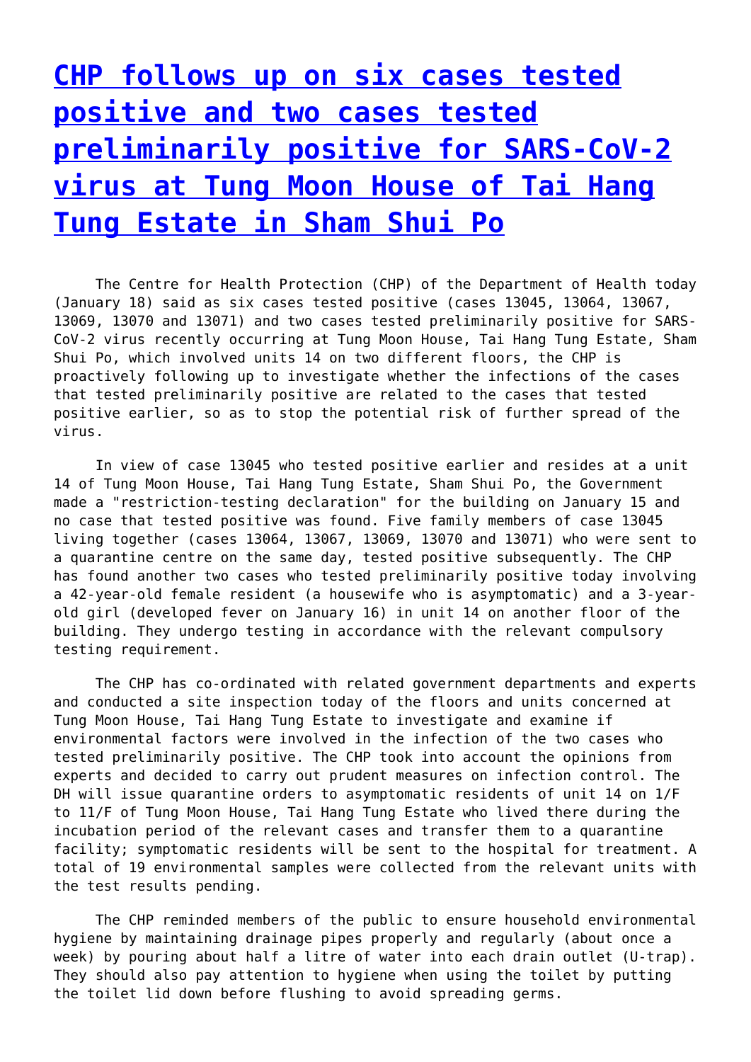# CHP follows up on six cases tested positive and two cases tested preliminarily positive for SARS-CoV-2 virus at Tung Moon House of Tai Hang Tung Estate in Sham Shui Po

The Centre for Health Protection (CHP) of the Department of Health today (January 18) said as six cases tested positive (cases 13045, 13064, 13067, 13069, 13070 and 13071) and two cases tested preliminarily positive for SARS-CoV-2 virus recently occurring at Tung Moon House, Tai Hang Tung Estate, Sham Shui Po, which involved units 14 on two different floors, the CHP is proactively following up to investigate whether the infections of the cases that tested preliminarily positive are related to the cases that tested positive earlier, so as to stop the potential risk of further spread of the virus.

In view of case 13045 who tested positive earlier and resides at a unit 14 of Tung Moon House, Tai Hang Tung Estate, Sham Shui Po, the Government made a "restriction-testing declaration" for the building on January 15 and no case that tested positive was found. Five family members of case 13045 living together (cases 13064, 13067, 13069, 13070 and 13071) who were sent to a quarantine centre on the same day, tested positive subsequently. The CHP has found another two cases who tested preliminarily positive today involving a 42-year-old female resident (a housewife who is asymptomatic) and a 3-year-old girl (developed fever on January 16) in unit 14 on another floor of the building. They undergo testing in accordance with the relevant compulsory testing requirement.

The CHP has co-ordinated with related government departments and experts and conducted a site inspection today of the floors and units concerned at Tung Moon House, Tai Hang Tung Estate to investigate and examine if environmental factors were involved in the infection of the two cases who tested preliminarily positive. The CHP took into account the opinions from experts and decided to carry out prudent measures on infection control. The DH will issue quarantine orders to asymptomatic residents of unit 14 on 1/F to 11/F of Tung Moon House, Tai Hang Tung Estate who lived there during the incubation period of the relevant cases and transfer them to a quarantine facility; symptomatic residents will be sent to the hospital for treatment. A total of 19 environmental samples were collected from the relevant units with the test results pending.

The CHP reminded members of the public to ensure household environmental hygiene by maintaining drainage pipes properly and regularly (about once a week) by pouring about half a litre of water into each drain outlet (U-trap). They should also pay attention to hygiene when using the toilet by putting the toilet lid down before flushing to avoid spreading germs.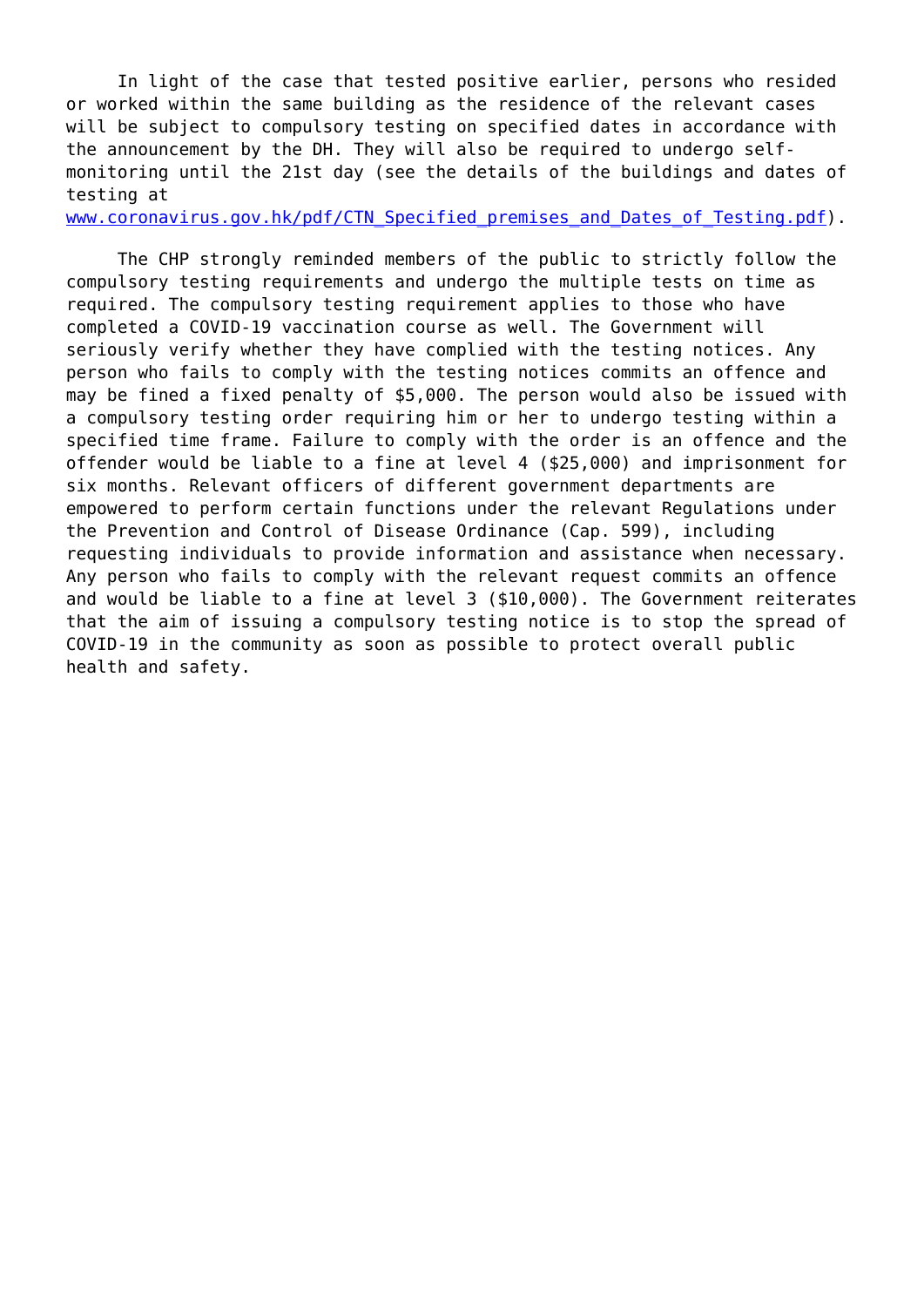In light of the case that tested positive earlier, persons who resided or worked within the same building as the residence of the relevant cases will be subject to compulsory testing on specified dates in accordance with the announcement by the DH. They will also be required to undergo self-monitoring until the 21st day (see the details of the buildings and dates of testing at www.coronavirus.gov.hk/pdf/CTN_Specified_premises_and_Dates_of_Testing.pdf).

The CHP strongly reminded members of the public to strictly follow the compulsory testing requirements and undergo the multiple tests on time as required. The compulsory testing requirement applies to those who have completed a COVID-19 vaccination course as well. The Government will seriously verify whether they have complied with the testing notices. Any person who fails to comply with the testing notices commits an offence and may be fined a fixed penalty of $5,000. The person would also be issued with a compulsory testing order requiring him or her to undergo testing within a specified time frame. Failure to comply with the order is an offence and the offender would be liable to a fine at level 4 ($25,000) and imprisonment for six months. Relevant officers of different government departments are empowered to perform certain functions under the relevant Regulations under the Prevention and Control of Disease Ordinance (Cap. 599), including requesting individuals to provide information and assistance when necessary. Any person who fails to comply with the relevant request commits an offence and would be liable to a fine at level 3 ($10,000). The Government reiterates that the aim of issuing a compulsory testing notice is to stop the spread of COVID-19 in the community as soon as possible to protect overall public health and safety.